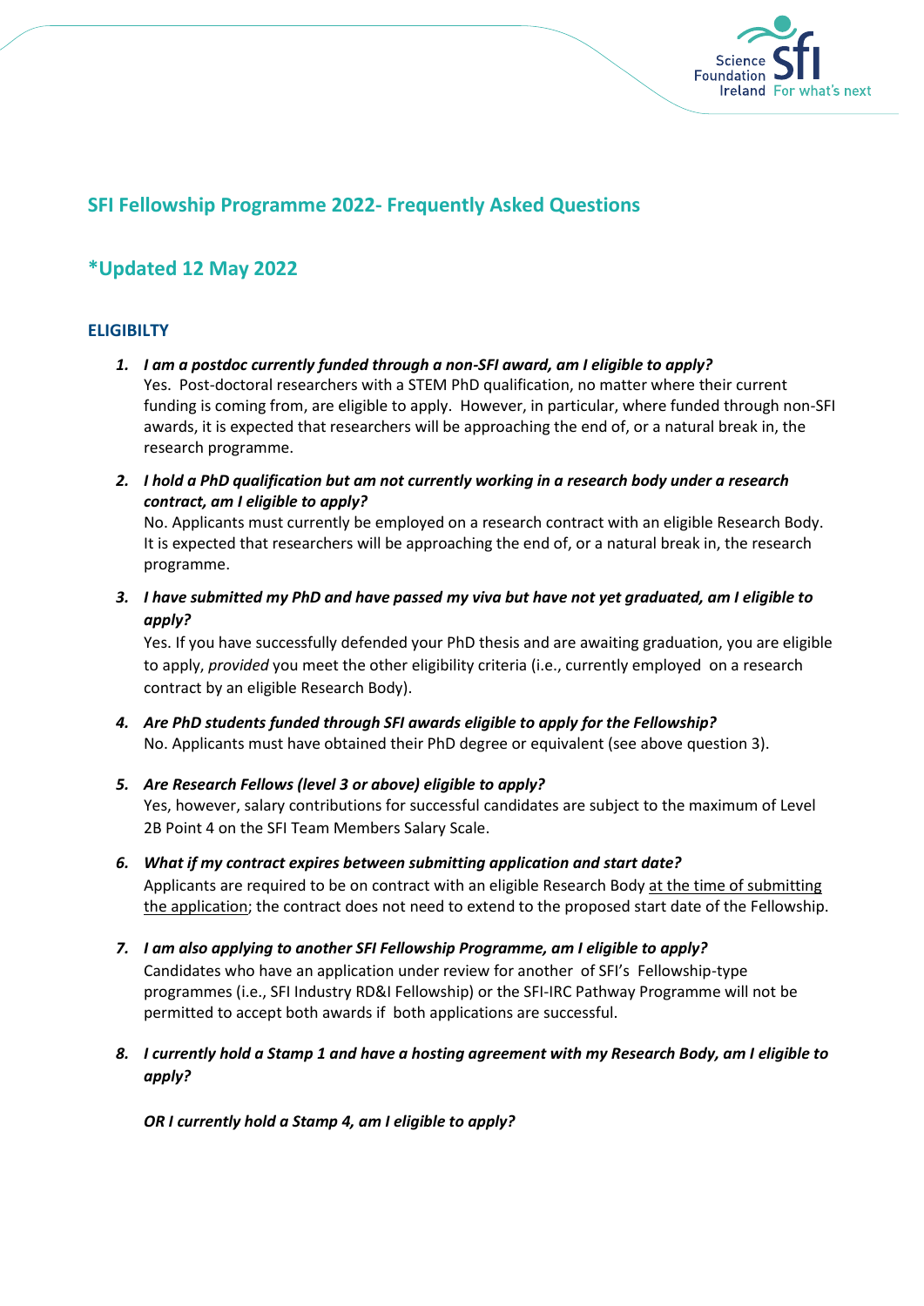# SFI Fellowship Programme 2022- Frequently Asked Questions

## *Updated 12 May 2022

### ELIGIBILTY

1. ***I am a postdoc currently funded through a non-SFI award, am I eligible to apply?***
   Yes. Post-doctoral researchers with a STEM PhD qualification, no matter where their current funding is coming from, are eligible to apply. However, in particular, where funded through non-SFI awards, it is expected that researchers will be approaching the end of, or a natural break in, the research programme.

2. ***I hold a PhD qualification but am not currently working in a research body under a research contract, am I eligible to apply?***
   No. Applicants must currently be employed on a research contract with an eligible Research Body. It is expected that researchers will be approaching the end of, or a natural break in, the research programme.

3. ***I have submitted my PhD and have passed my viva but have not yet graduated, am I eligible to apply?***
   Yes. If you have successfully defended your PhD thesis and are awaiting graduation, you are eligible to apply, *provided* you meet the other eligibility criteria (i.e., currently employed on a research contract by an eligible Research Body).

4. ***Are PhD students funded through SFI awards eligible to apply for the Fellowship?***
   No. Applicants must have obtained their PhD degree or equivalent (see above question 3).

5. ***Are Research Fellows (level 3 or above) eligible to apply?***
   Yes, however, salary contributions for successful candidates are subject to the maximum of Level 2B Point 4 on the SFI Team Members Salary Scale.

6. ***What if my contract expires between submitting application and start date?***
   Applicants are required to be on contract with an eligible Research Body at the time of submitting the application; the contract does not need to extend to the proposed start date of the Fellowship.

7. ***I am also applying to another SFI Fellowship Programme, am I eligible to apply?***
   Candidates who have an application under review for another of SFI's Fellowship-type programmes (i.e., SFI Industry RD&I Fellowship) or the SFI-IRC Pathway Programme will not be permitted to accept both awards if both applications are successful.

8. ***I currently hold a Stamp 1 and have a hosting agreement with my Research Body, am I eligible to apply?***

   ***OR I currently hold a Stamp 4, am I eligible to apply?***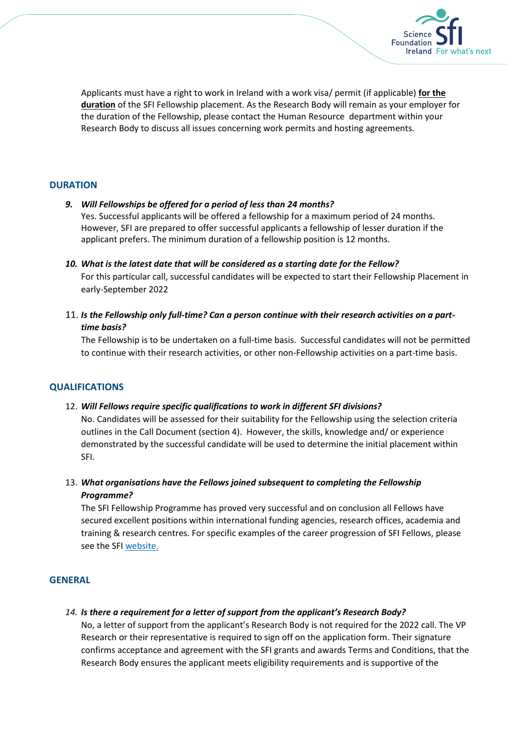Applicants must have a right to work in Ireland with a work visa/ permit (if applicable) **<u>for the duration</u>** of the SFI Fellowship placement. As the Research Body will remain as your employer for the duration of the Fellowship, please contact the Human Resource department within your Research Body to discuss all issues concerning work permits and hosting agreements.

## DURATION

9. ***Will Fellowships be offered for a period of less than 24 months?***
   Yes. Successful applicants will be offered a fellowship for a maximum period of 24 months. However, SFI are prepared to offer successful applicants a fellowship of lesser duration if the applicant prefers. The minimum duration of a fellowship position is 12 months.

10. ***What is the latest date that will be considered as a starting date for the Fellow?***
    For this particular call, successful candidates will be expected to start their Fellowship Placement in early-September 2022

11. ***Is the Fellowship only full-time? Can a person continue with their research activities on a part-time basis?***
    The Fellowship is to be undertaken on a full-time basis. Successful candidates will not be permitted to continue with their research activities, or other non-Fellowship activities on a part-time basis.

## QUALIFICATIONS

12. ***Will Fellows require specific qualifications to work in different SFI divisions?***
    No. Candidates will be assessed for their suitability for the Fellowship using the selection criteria outlines in the Call Document (section 4). However, the skills, knowledge and/ or experience demonstrated by the successful candidate will be used to determine the initial placement within SFI.

13. ***What organisations have the Fellows joined subsequent to completing the Fellowship Programme?***
    The SFI Fellowship Programme has proved very successful and on conclusion all Fellows have secured excellent positions within international funding agencies, research offices, academia and training & research centres. For specific examples of the career progression of SFI Fellows, please see the SFI website.

## GENERAL

14. ***Is there a requirement for a letter of support from the applicant's Research Body?***
    No, a letter of support from the applicant's Research Body is not required for the 2022 call. The VP Research or their representative is required to sign off on the application form. Their signature confirms acceptance and agreement with the SFI grants and awards Terms and Conditions, that the Research Body ensures the applicant meets eligibility requirements and is supportive of the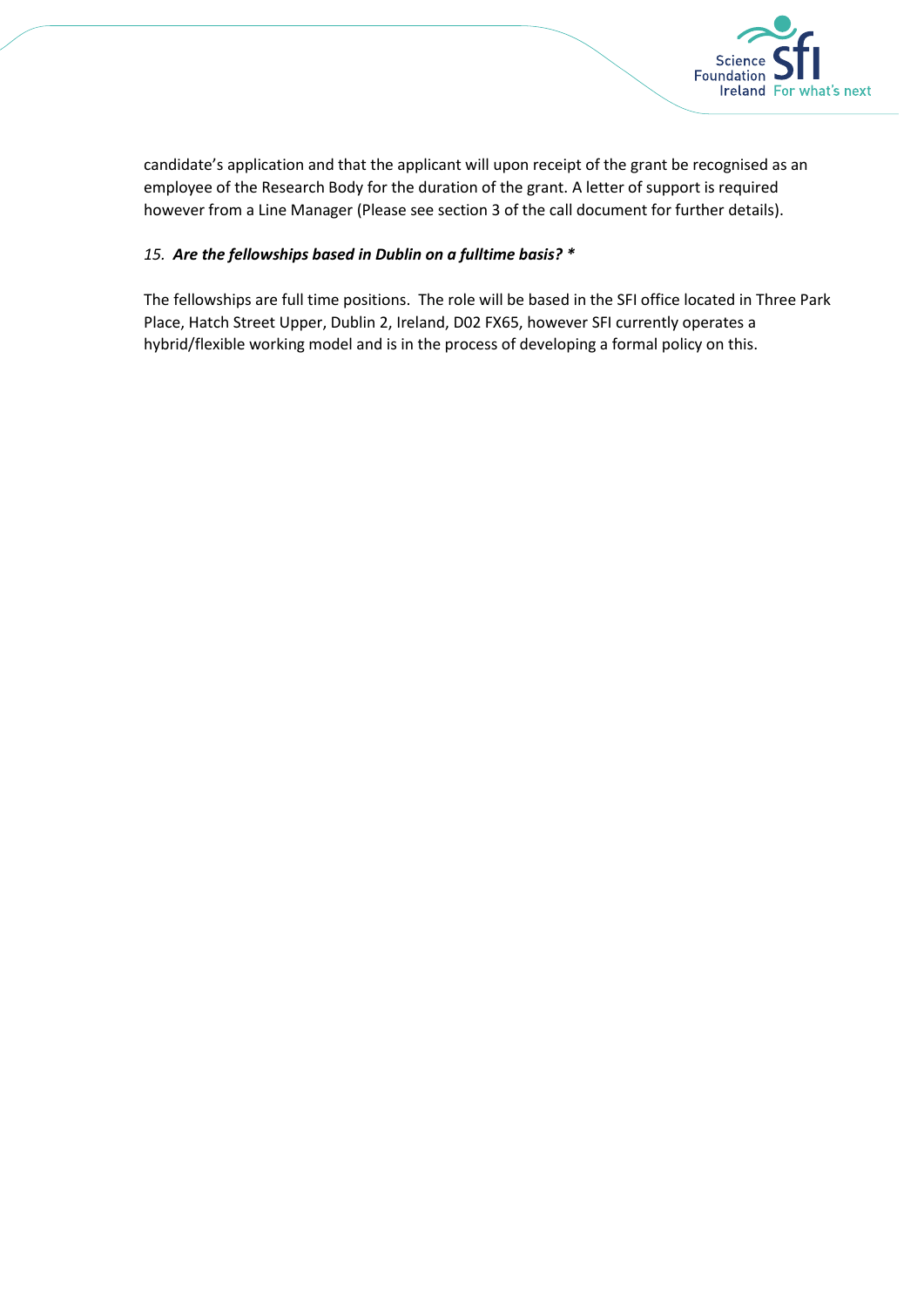candidate's application and that the applicant will upon receipt of the grant be recognised as an employee of the Research Body for the duration of the grant. A letter of support is required however from a Line Manager (Please see section 3 of the call document for further details).

*15. **Are the fellowships based in Dublin on a fulltime basis? \****

The fellowships are full time positions. The role will be based in the SFI office located in Three Park Place, Hatch Street Upper, Dublin 2, Ireland, D02 FX65, however SFI currently operates a hybrid/flexible working model and is in the process of developing a formal policy on this.